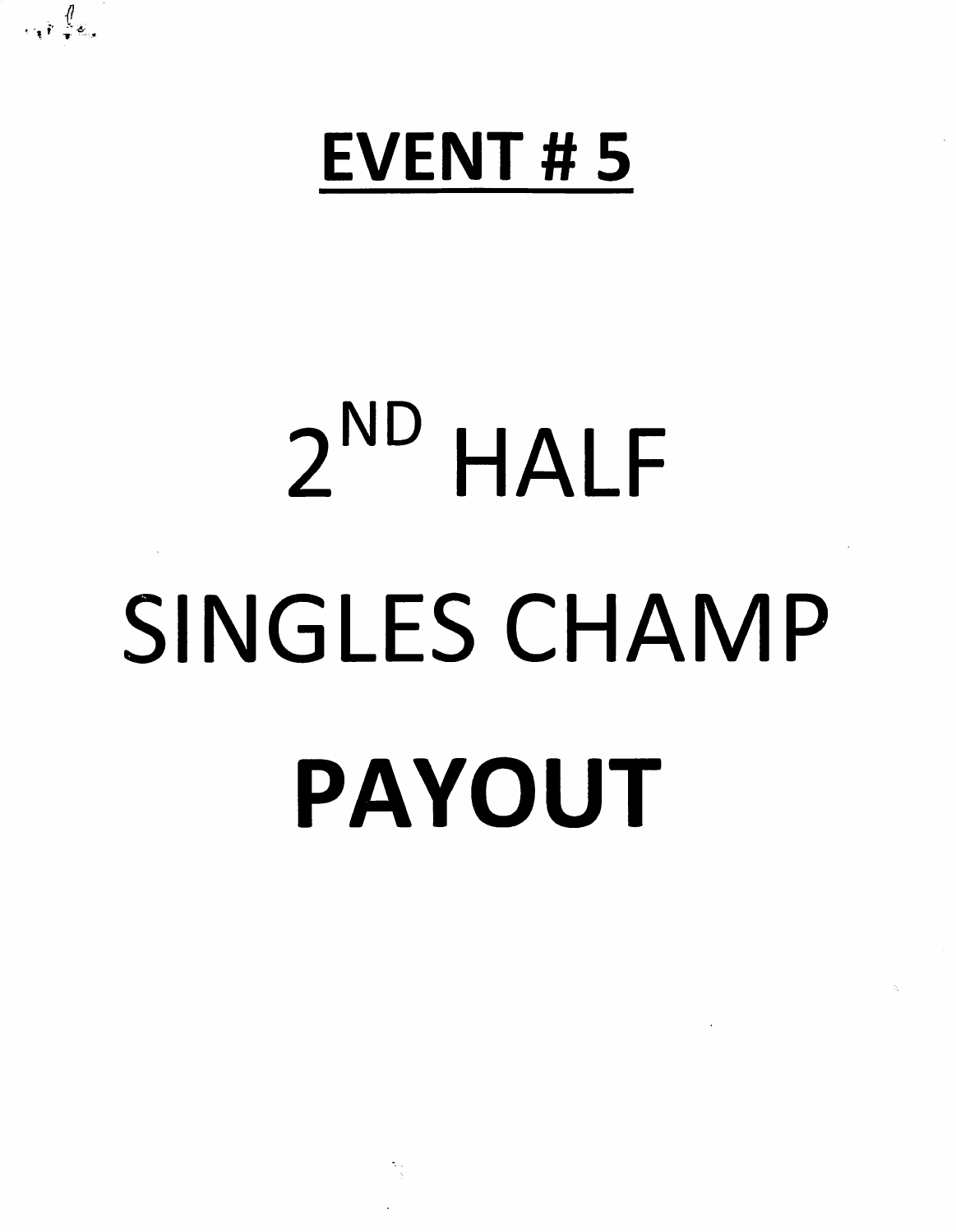# EVENT # 5

# 2$^{ND}$ HALF SINGLES CHAMP

# PAYOUT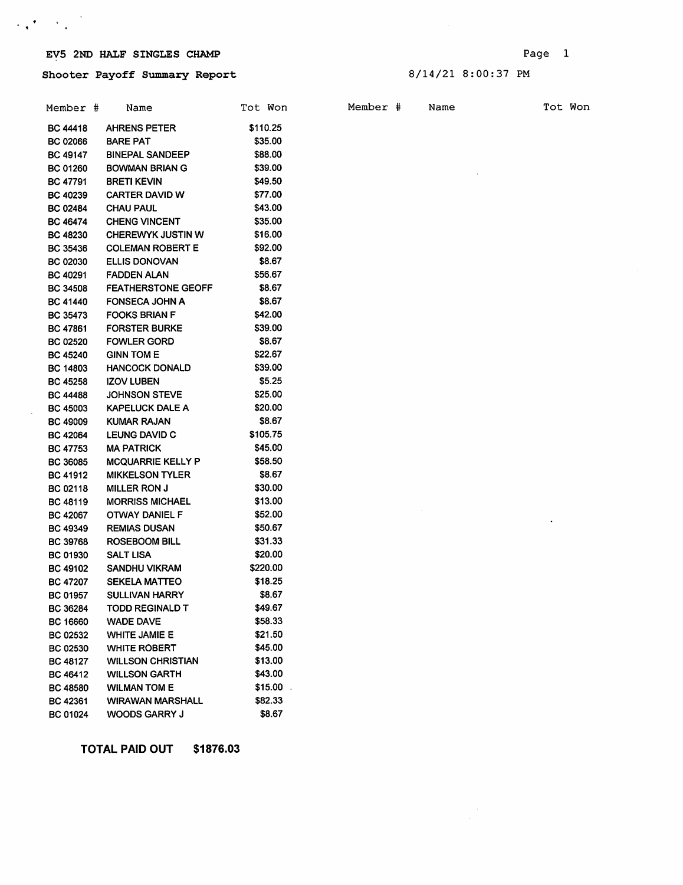# EV5 2ND HALF SINGLES CHAMP

## Shooter Payoff Summary Report

8/14/21 8:00:37 PM

| Member # | Name | Tot Won | Member # | Name | Tot Won |
|---|---|---|---|---|---|
| BC 44418 | AHRENS PETER | $110.25 | | | |
| BC 02066 | BARE PAT | $35.00 | | | |
| BC 49147 | BINEPAL SANDEEP | $88.00 | | | |
| BC 01260 | BOWMAN BRIAN G | $39.00 | | | |
| BC 47791 | BRETI KEVIN | $49.50 | | | |
| BC 40239 | CARTER DAVID W | $77.00 | | | |
| BC 02484 | CHAU PAUL | $43.00 | | | |
| BC 46474 | CHENG VINCENT | $35.00 | | | |
| BC 48230 | CHEREWYK JUSTIN W | $16.00 | | | |
| BC 35436 | COLEMAN ROBERT E | $92.00 | | | |
| BC 02030 | ELLIS DONOVAN | $8.67 | | | |
| BC 40291 | FADDEN ALAN | $56.67 | | | |
| BC 34508 | FEATHERSTONE GEOFF | $8.67 | | | |
| BC 41440 | FONSECA JOHN A | $8.67 | | | |
| BC 35473 | FOOKS BRIAN F | $42.00 | | | |
| BC 47861 | FORSTER BURKE | $39.00 | | | |
| BC 02520 | FOWLER GORD | $8.67 | | | |
| BC 45240 | GINN TOM E | $22.67 | | | |
| BC 14803 | HANCOCK DONALD | $39.00 | | | |
| BC 45258 | IZOV LUBEN | $5.25 | | | |
| BC 44488 | JOHNSON STEVE | $25.00 | | | |
| BC 45003 | KAPELUCK DALE A | $20.00 | | | |
| BC 49009 | KUMAR RAJAN | $8.67 | | | |
| BC 42064 | LEUNG DAVID C | $105.75 | | | |
| BC 47753 | MA PATRICK | $45.00 | | | |
| BC 36085 | MCQUARRIE KELLY P | $58.50 | | | |
| BC 41912 | MIKKELSON TYLER | $8.67 | | | |
| BC 02118 | MILLER RON J | $30.00 | | | |
| BC 48119 | MORRISS MICHAEL | $13.00 | | | |
| BC 42067 | OTWAY DANIEL F | $52.00 | | | |
| BC 49349 | REMIAS DUSAN | $50.67 | | | |
| BC 39768 | ROSEBOOM BILL | $31.33 | | | |
| BC 01930 | SALT LISA | $20.00 | | | |
| BC 49102 | SANDHU VIKRAM | $220.00 | | | |
| BC 47207 | SEKELA MATTEO | $18.25 | | | |
| BC 01957 | SULLIVAN HARRY | $8.67 | | | |
| BC 36284 | TODD REGINALD T | $49.67 | | | |
| BC 16660 | WADE DAVE | $58.33 | | | |
| BC 02532 | WHITE JAMIE E | $21.50 | | | |
| BC 02530 | WHITE ROBERT | $45.00 | | | |
| BC 48127 | WILLSON CHRISTIAN | $13.00 | | | |
| BC 46412 | WILLSON GARTH | $43.00 | | | |
| BC 48580 | WILMAN TOM E | $15.00 | | | |
| BC 42361 | WIRAWAN MARSHALL | $82.33 | | | |
| BC 01024 | WOODS GARRY J | $8.67 | | | |

**TOTAL PAID OUT $1876.03**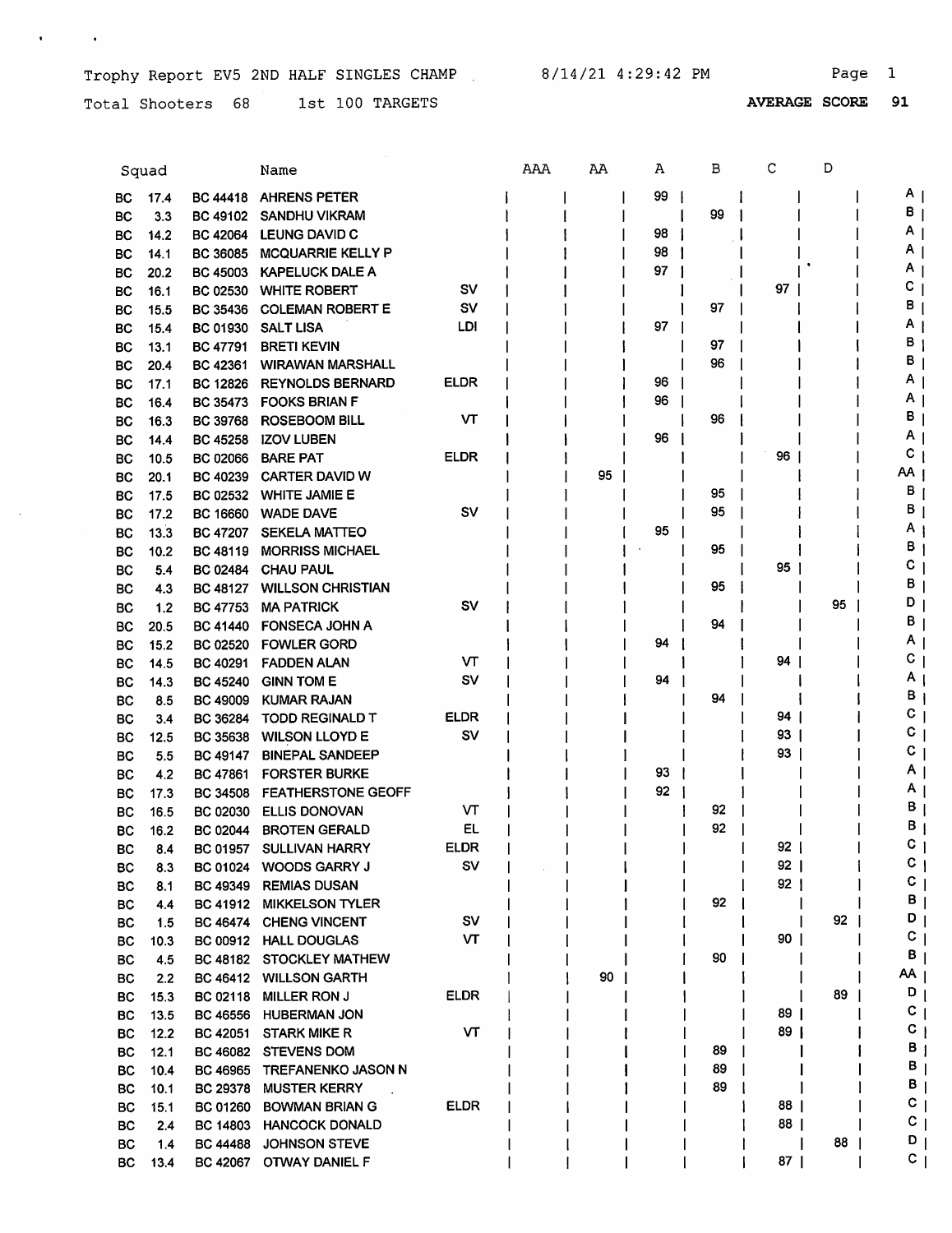Trophy Report EV5 2ND HALF SINGLES CHAMP 8/14/21 4:29:42 PM

Total Shooters 68 1st 100 TARGETS **AVERAGE SCORE 91**

| Squad | | | Name | | AAA | AA | A | B | C | D | |
|---|---|---|---|---|---|---|---|---|---|---|---|
| BC | 17.4 | BC 44418 | AHRENS PETER | | | | 99 | | | | A |
| BC | 3.3 | BC 49102 | SANDHU VIKRAM | | | | | 99 | | | B |
| BC | 14.2 | BC 42064 | LEUNG DAVID C | | | | 98 | | | | A |
| BC | 14.1 | BC 36085 | MCQUARRIE KELLY P | | | | 98 | | | | A |
| BC | 20.2 | BC 45003 | KAPELUCK DALE A | | | | 97 | | | | A |
| BC | 16.1 | BC 02530 | WHITE ROBERT | SV | | | | | 97 | | C |
| BC | 15.5 | BC 35436 | COLEMAN ROBERT E | SV | | | | 97 | | | B |
| BC | 15.4 | BC 01930 | SALT LISA | LDI | | | 97 | | | | A |
| BC | 13.1 | BC 47791 | BRETI KEVIN | | | | | 97 | | | B |
| BC | 20.4 | BC 42361 | WIRAWAN MARSHALL | | | | | 96 | | | B |
| BC | 17.1 | BC 12826 | REYNOLDS BERNARD | ELDR | | | 96 | | | | A |
| BC | 16.4 | BC 35473 | FOOKS BRIAN F | | | | 96 | | | | A |
| BC | 16.3 | BC 39768 | ROSEBOOM BILL | VT | | | | 96 | | | B |
| BC | 14.4 | BC 45258 | IZOV LUBEN | | | | 96 | | | | A |
| BC | 10.5 | BC 02066 | BARE PAT | ELDR | | | | | 96 | | C |
| BC | 20.1 | BC 40239 | CARTER DAVID W | | | 95 | | | | | AA |
| BC | 17.5 | BC 02532 | WHITE JAMIE E | | | | | 95 | | | B |
| BC | 17.2 | BC 16660 | WADE DAVE | SV | | | | 95 | | | B |
| BC | 13.3 | BC 47207 | SEKELA MATTEO | | | | 95 | | | | A |
| BC | 10.2 | BC 48119 | MORRISS MICHAEL | | | | | 95 | | | B |
| BC | 5.4 | BC 02484 | CHAU PAUL | | | | | | 95 | | C |
| BC | 4.3 | BC 48127 | WILLSON CHRISTIAN | | | | | 95 | | | B |
| BC | 1.2 | BC 47753 | MA PATRICK | SV | | | | | | 95 | D |
| BC | 20.5 | BC 41440 | FONSECA JOHN A | | | | | 94 | | | B |
| BC | 15.2 | BC 02520 | FOWLER GORD | | | | 94 | | | | A |
| BC | 14.5 | BC 40291 | FADDEN ALAN | VT | | | | | 94 | | C |
| BC | 14.3 | BC 45240 | GINN TOM E | SV | | | 94 | | | | A |
| BC | 8.5 | BC 49009 | KUMAR RAJAN | | | | | 94 | | | B |
| BC | 3.4 | BC 36284 | TODD REGINALD T | ELDR | | | | | 94 | | C |
| BC | 12.5 | BC 35638 | WILSON LLOYD E | SV | | | | | 93 | | C |
| BC | 5.5 | BC 49147 | BINEPAL SANDEEP | | | | | | 93 | | C |
| BC | 4.2 | BC 47861 | FORSTER BURKE | | | | 93 | | | | A |
| BC | 17.3 | BC 34508 | FEATHERSTONE GEOFF | | | | 92 | | | | A |
| BC | 16.5 | BC 02030 | ELLIS DONOVAN | VT | | | | 92 | | | B |
| BC | 16.2 | BC 02044 | BROTEN GERALD | EL | | | | 92 | | | B |
| BC | 8.4 | BC 01957 | SULLIVAN HARRY | ELDR | | | | | 92 | | C |
| BC | 8.3 | BC 01024 | WOODS GARRY J | SV | | | | | 92 | | C |
| BC | 8.1 | BC 49349 | REMIAS DUSAN | | | | | | 92 | | C |
| BC | 4.4 | BC 41912 | MIKKELSON TYLER | | | | | 92 | | | B |
| BC | 1.5 | BC 46474 | CHENG VINCENT | SV | | | | | | 92 | D |
| BC | 10.3 | BC 00912 | HALL DOUGLAS | VT | | | | | 90 | | C |
| BC | 4.5 | BC 48182 | STOCKLEY MATHEW | | | | | 90 | | | B |
| BC | 2.2 | BC 46412 | WILLSON GARTH | | | 90 | | | | | AA |
| BC | 15.3 | BC 02118 | MILLER RON J | ELDR | | | | | | 89 | D |
| BC | 13.5 | BC 46556 | HUBERMAN JON | | | | | | 89 | | C |
| BC | 12.2 | BC 42051 | STARK MIKE R | VT | | | | | 89 | | C |
| BC | 12.1 | BC 46082 | STEVENS DOM | | | | | 89 | | | B |
| BC | 10.4 | BC 46965 | TREFANENKO JASON N | | | | | 89 | | | B |
| BC | 10.1 | BC 29378 | MUSTER KERRY | | | | | 89 | | | B |
| BC | 15.1 | BC 01260 | BOWMAN BRIAN G | ELDR | | | | | 88 | | C |
| BC | 2.4 | BC 14803 | HANCOCK DONALD | | | | | | 88 | | C |
| BC | 1.4 | BC 44488 | JOHNSON STEVE | | | | | | | 88 | D |
| BC | 13.4 | BC 42067 | OTWAY DANIEL F | | | | | | 87 | | C |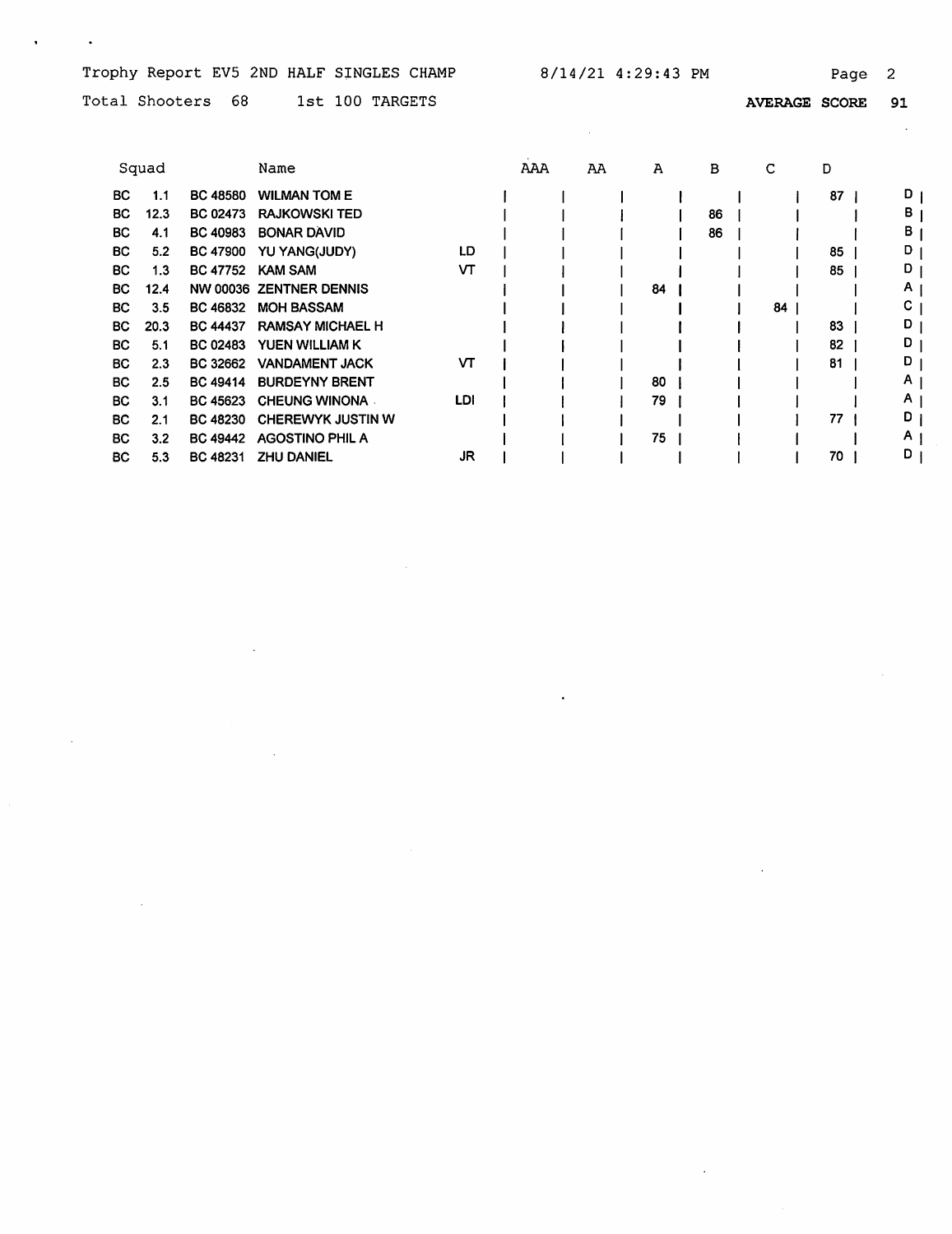Trophy Report EV5 2ND HALF SINGLES CHAMP 8/14/21 4:29:43 PM

Total Shooters 68 1st 100 TARGETS **AVERAGE SCORE 91**

| Squad | | | Name | | AAA | AA | A | B | C | D | |
|---|---|---|---|---|---|---|---|---|---|---|---|
| BC | 1.1 | BC 48580 | WILMAN TOM E | | | | | | | 87 | D |
| BC | 12.3 | BC 02473 | RAJKOWSKI TED | | | | | 86 | | | B |
| BC | 4.1 | BC 40983 | BONAR DAVID | | | | | 86 | | | B |
| BC | 5.2 | BC 47900 | YU YANG(JUDY) | LD | | | | | | 85 | D |
| BC | 1.3 | BC 47752 | KAM SAM | VT | | | | | | 85 | D |
| BC | 12.4 | NW 00036 | ZENTNER DENNIS | | | | 84 | | | | A |
| BC | 3.5 | BC 46832 | MOH BASSAM | | | | | | 84 | | C |
| BC | 20.3 | BC 44437 | RAMSAY MICHAEL H | | | | | | | 83 | D |
| BC | 5.1 | BC 02483 | YUEN WILLIAM K | | | | | | | 82 | D |
| BC | 2.3 | BC 32662 | VANDAMENT JACK | VT | | | | | | 81 | D |
| BC | 2.5 | BC 49414 | BURDEYNY BRENT | | | | 80 | | | | A |
| BC | 3.1 | BC 45623 | CHEUNG WINONA | LDI | | | 79 | | | | A |
| BC | 2.1 | BC 48230 | CHEREWYK JUSTIN W | | | | | | | 77 | D |
| BC | 3.2 | BC 49442 | AGOSTINO PHIL A | | | | 75 | | | | A |
| BC | 5.3 | BC 48231 | ZHU DANIEL | JR | | | | | | 70 | D |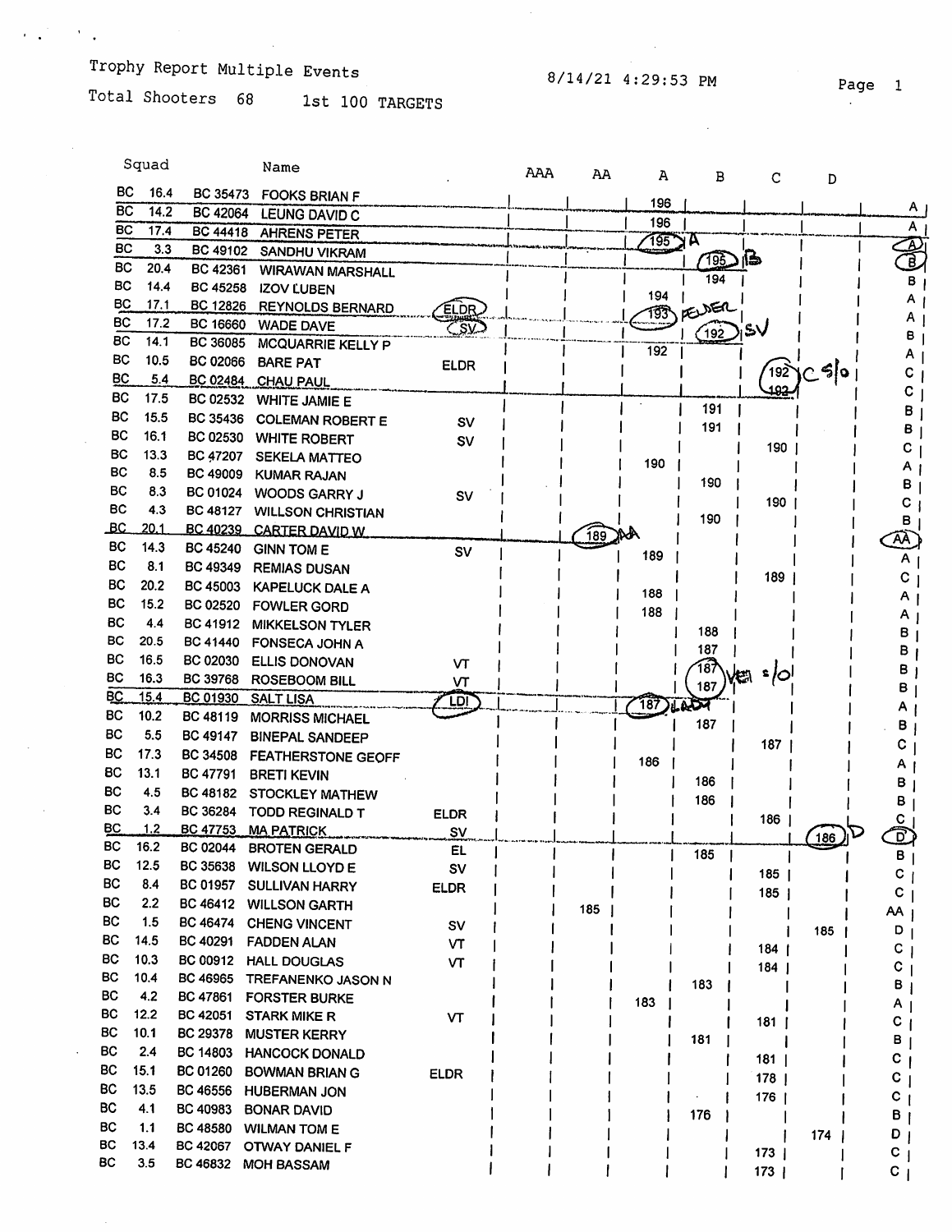Trophy Report Multiple Events

8/14/21 4:29:53 PM

Total Shooters 68 1st 100 TARGETS

| Squad | | | Name | | AAA | AA | A | B | C | D | |
|---|---|---|---|---|---|---|---|---|---|---|---|
| BC | 16.4 | BC 35473 | FOOKS BRIAN F | | | | 196 | | | | A |
| BC | 14.2 | BC 42064 | LEUNG DAVID C | | | | 196 | | | | A |
| BC | 17.4 | BC 44418 | AHRENS PETER | | | | 195 A | | | | A |
| BC | 3.3 | BC 49102 | SANDHU VIKRAM | | | | | 195 B | | | B |
| BC | 20.4 | BC 42361 | WIRAWAN MARSHALL | | | | | 194 | | | B |
| BC | 14.4 | BC 45258 | IZOV LUBEN | | | | 194 | | | | A |
| BC | 17.1 | BC 12826 | REYNOLDS BERNARD | ELDR | | | 193 ELDER | | | | A |
| BC | 17.2 | BC 16660 | WADE DAVE | SV | | | | 192 SV | | | B |
| BC | 14.1 | BC 36085 | MCQUARRIE KELLY P | | | | 192 | | | | A |
| BC | 10.5 | BC 02066 | BARE PAT | ELDR | | | | | 192 C s/o | | C |
| BC | 5.4 | BC 02484 | CHAU PAUL | | | | | | 192 | | C |
| BC | 17.5 | BC 02532 | WHITE JAMIE E | | | | | 191 | | | B |
| BC | 15.5 | BC 35436 | COLEMAN ROBERT E | SV | | | | 191 | | | B |
| BC | 16.1 | BC 02530 | WHITE ROBERT | SV | | | | | 190 | | C |
| BC | 13.3 | BC 47207 | SEKELA MATTEO | | | | 190 | | | | A |
| BC | 8.5 | BC 49009 | KUMAR RAJAN | | | | | 190 | | | B |
| BC | 8.3 | BC 01024 | WOODS GARRY J | SV | | | | | 190 | | C |
| BC | 4.3 | BC 48127 | WILLSON CHRISTIAN | | | | | 190 | | | B |
| BC | 20.1 | BC 40239 | CARTER DAVID W | | | 189 AA | | | | | AA |
| BC | 14.3 | BC 45240 | GINN TOM E | SV | | | 189 | | | | A |
| BC | 8.1 | BC 49349 | REMIAS DUSAN | | | | | | 189 | | C |
| BC | 20.2 | BC 45003 | KAPELUCK DALE A | | | | 188 | | | | A |
| BC | 15.2 | BC 02520 | FOWLER GORD | | | | 188 | | | | A |
| BC | 4.4 | BC 41912 | MIKKELSON TYLER | | | | | 188 | | | B |
| BC | 20.5 | BC 41440 | FONSECA JOHN A | | | | | 187 | | | B |
| BC | 16.5 | BC 02030 | ELLIS DONOVAN | VT | | | | 187 VET s/o | | | B |
| BC | 16.3 | BC 39768 | ROSEBOOM BILL | VT | | | | 187 | | | B |
| BC | 15.4 | BC 01930 | SALT LISA | LDI | | | 187 LADY | | | | A |
| BC | 10.2 | BC 48119 | MORRISS MICHAEL | | | | | 187 | | | B |
| BC | 5.5 | BC 49147 | BINEPAL SANDEEP | | | | | | 187 | | C |
| BC | 17.3 | BC 34508 | FEATHERSTONE GEOFF | | | | 186 | | | | A |
| BC | 13.1 | BC 47791 | BRETI KEVIN | | | | | 186 | | | B |
| BC | 4.5 | BC 48182 | STOCKLEY MATHEW | | | | | 186 | | | B |
| BC | 3.4 | BC 36284 | TODD REGINALD T | ELDR | | | | | 186 | | C |
| BC | 1.2 | BC 47753 | MA PATRICK | SV | | | | | | 186 D | D |
| BC | 16.2 | BC 02044 | BROTEN GERALD | EL | | | | 185 | | | B |
| BC | 12.5 | BC 35638 | WILSON LLOYD E | SV | | | | | 185 | | C |
| BC | 8.4 | BC 01957 | SULLIVAN HARRY | ELDR | | | | | 185 | | C |
| BC | 2.2 | BC 46412 | WILLSON GARTH | | | 185 | | | | | AA |
| BC | 1.5 | BC 46474 | CHENG VINCENT | SV | | | | | | 185 | D |
| BC | 14.5 | BC 40291 | FADDEN ALAN | VT | | | | | 184 | | C |
| BC | 10.3 | BC 00912 | HALL DOUGLAS | VT | | | | | 184 | | C |
| BC | 10.4 | BC 46965 | TREFANENKO JASON N | | | | | 183 | | | B |
| BC | 4.2 | BC 47861 | FORSTER BURKE | | | | 183 | | | | A |
| BC | 12.2 | BC 42051 | STARK MIKE R | VT | | | | | 181 | | C |
| BC | 10.1 | BC 29378 | MUSTER KERRY | | | | | 181 | | | B |
| BC | 2.4 | BC 14803 | HANCOCK DONALD | | | | | | 181 | | C |
| BC | 15.1 | BC 01260 | BOWMAN BRIAN G | ELDR | | | | | 178 | | C |
| BC | 13.5 | BC 46556 | HUBERMAN JON | | | | | | 176 | | C |
| BC | 4.1 | BC 40983 | BONAR DAVID | | | | | 176 | | | B |
| BC | 1.1 | BC 48580 | WILMAN TOM E | | | | | | | 174 | D |
| BC | 13.4 | BC 42067 | OTWAY DANIEL F | | | | | | 173 | | C |
| BC | 3.5 | BC 46832 | MOH BASSAM | | | | | | 173 | | C |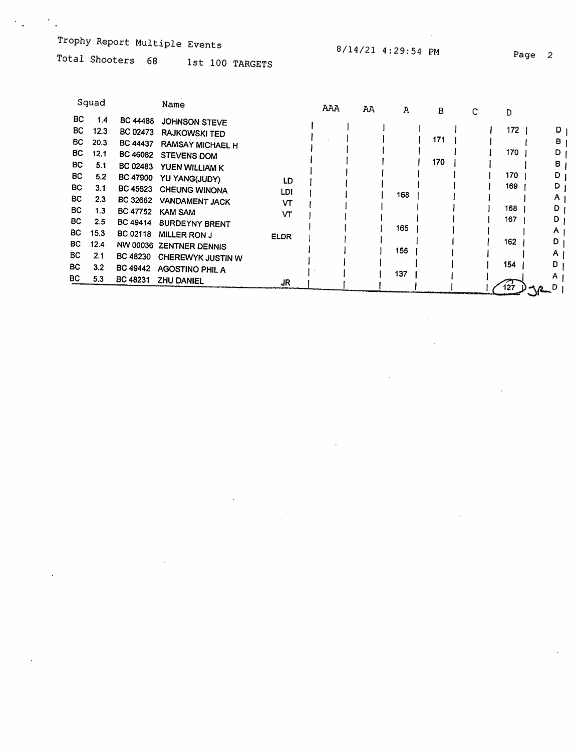Trophy Report Multiple Events

8/14/21 4:29:54 PM

Total Shooters 68     1st 100 TARGETS

| Squad | | | Name | | AAA | AA | A | B | C | D | |
|---|---|---|---|---|---|---|---|---|---|---|---|
| BC | 1.4 | BC 44488 | JOHNSON STEVE | | | | | | | 172 | D |
| BC | 12.3 | BC 02473 | RAJKOWSKI TED | | | | | 171 | | | B |
| BC | 20.3 | BC 44437 | RAMSAY MICHAEL H | | | | | | | 170 | D |
| BC | 12.1 | BC 46082 | STEVENS DOM | | | | | 170 | | | B |
| BC | 5.1 | BC 02483 | YUEN WILLIAM K | | | | | | | 170 | D |
| BC | 5.2 | BC 47900 | YU YANG(JUDY) | LD | | | | | | 169 | D |
| BC | 3.1 | BC 45623 | CHEUNG WINONA | LDI | | | 168 | | | | A |
| BC | 2.3 | BC 32662 | VANDAMENT JACK | VT | | | | | | 168 | D |
| BC | 1.3 | BC 47752 | KAM SAM | VT | | | | | | 167 | D |
| BC | 2.5 | BC 49414 | BURDEYNY BRENT | | | | 165 | | | | A |
| BC | 15.3 | BC 02118 | MILLER RON J | ELDR | | | | | | 162 | D |
| BC | 12.4 | NW 00036 | ZENTNER DENNIS | | | | 155 | | | | A |
| BC | 2.1 | BC 48230 | CHEREWYK JUSTIN W | | | | | | | 154 | D |
| BC | 3.2 | BC 49442 | AGOSTINO PHIL A | | | | 137 | | | | A |
| BC | 5.3 | BC 48231 | ZHU DANIEL | JR | | | | | | 127 JR | D |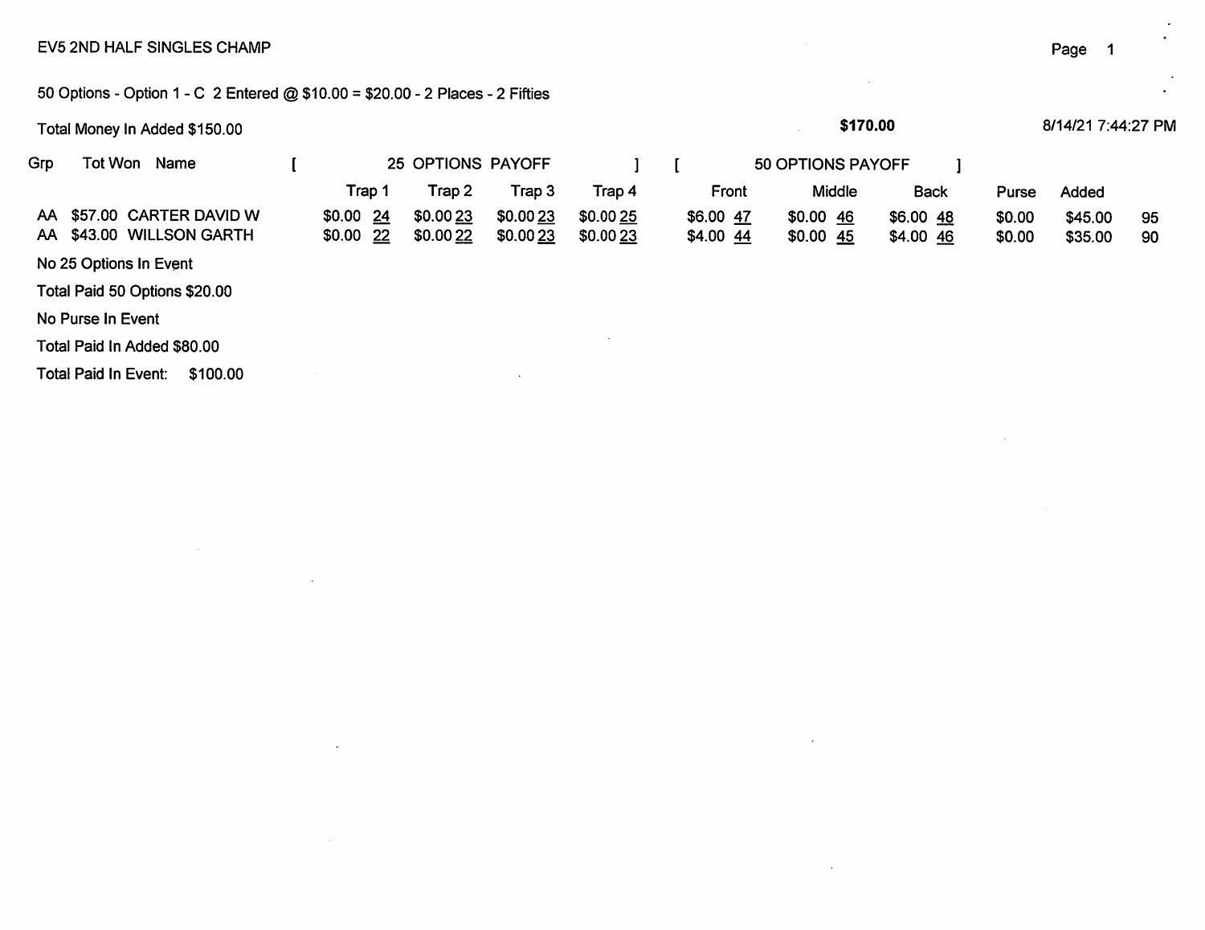EV5 2ND HALF SINGLES CHAMP

50 Options - Option 1 - C 2 Entered @ $10.00 = $20.00 - 2 Places - 2 Fifties

Total Money In Added $150.00 **$170.00** 8/14/21 7:44:27 PM

| Grp | Tot Won | Name | [ 25 OPTIONS PAYOFF ] | | | | [ 50 OPTIONS PAYOFF ] | | | | | |
|---|---|---|---|---|---|---|---|---|---|---|---|---|
| | | | Trap 1 | Trap 2 | Trap 3 | Trap 4 | Front | Middle | Back | Purse | Added | |
| AA | $57.00 | CARTER DAVID W | $0.00 24 | $0.00 23 | $0.00 23 | $0.00 25 | $6.00 47 | $0.00 46 | $6.00 48 | $0.00 | $45.00 | 95 |
| AA | $43.00 | WILLSON GARTH | $0.00 22 | $0.00 22 | $0.00 23 | $0.00 23 | $4.00 44 | $0.00 45 | $4.00 46 | $0.00 | $35.00 | 90 |

No 25 Options In Event

Total Paid 50 Options $20.00

No Purse In Event

Total Paid In Added $80.00

Total Paid In Event: $100.00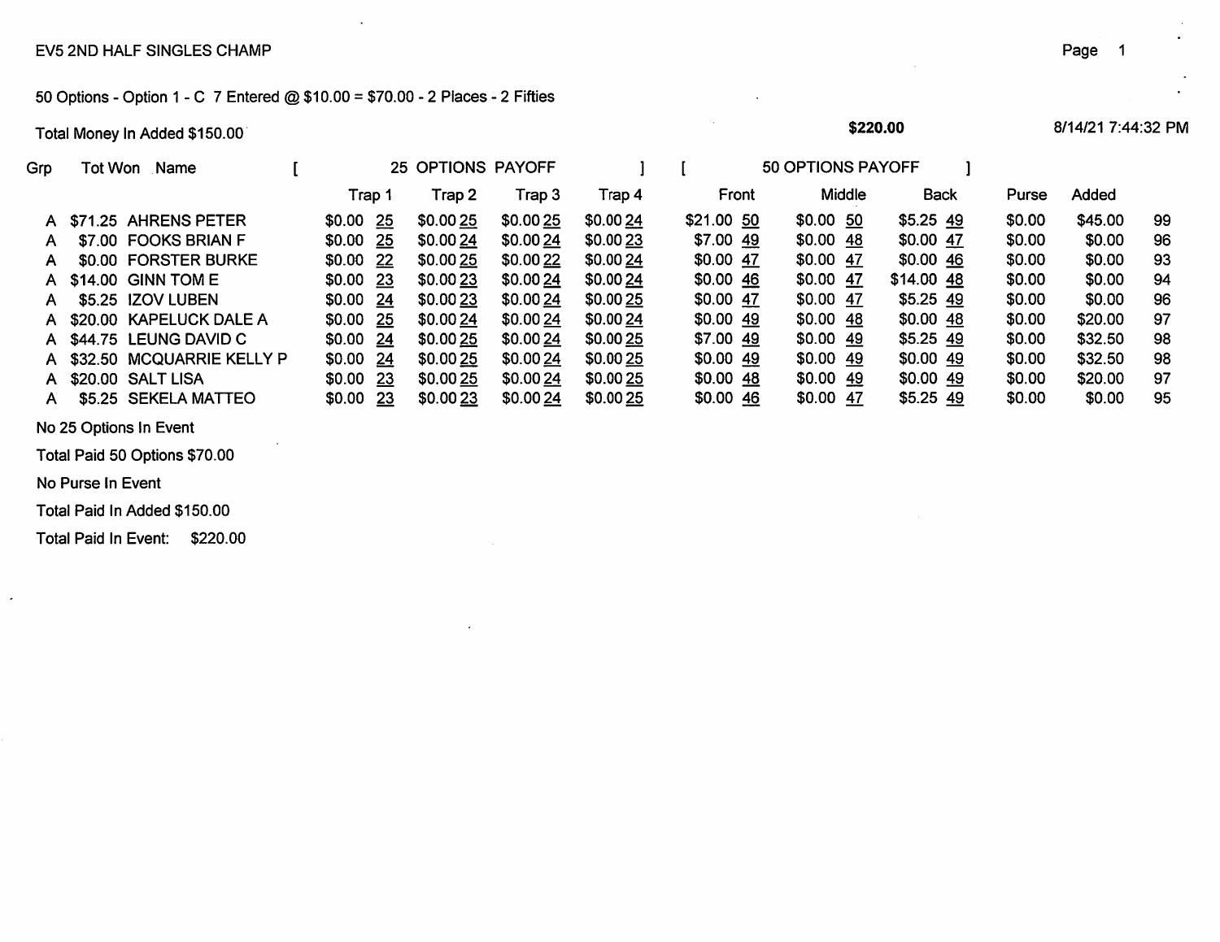EV5 2ND HALF SINGLES CHAMP

50 Options - Option 1 - C 7 Entered @ $10.00 = $70.00 - 2 Places - 2 Fifties

Total Money In Added $150.00 | $220.00 | 8/14/21 7:44:32 PM

| Grp | Tot Won | Name | 25 OPTIONS PAYOFF Trap 1 | Trap 2 | Trap 3 | Trap 4 | 50 OPTIONS PAYOFF Front | Middle | Back | Purse | Added | |
|---|---|---|---|---|---|---|---|---|---|---|---|---|
| A | $71.25 | AHRENS PETER | $0.00 25 | $0.00 25 | $0.00 25 | $0.00 24 | $21.00 50 | $0.00 50 | $5.25 49 | $0.00 | $45.00 | 99 |
| A | $7.00 | FOOKS BRIAN F | $0.00 25 | $0.00 24 | $0.00 24 | $0.00 23 | $7.00 49 | $0.00 48 | $0.00 47 | $0.00 | $0.00 | 96 |
| A | $0.00 | FORSTER BURKE | $0.00 22 | $0.00 25 | $0.00 22 | $0.00 24 | $0.00 47 | $0.00 47 | $0.00 46 | $0.00 | $0.00 | 93 |
| A | $14.00 | GINN TOM E | $0.00 23 | $0.00 23 | $0.00 24 | $0.00 24 | $0.00 46 | $0.00 47 | $14.00 48 | $0.00 | $0.00 | 94 |
| A | $5.25 | IZOV LUBEN | $0.00 24 | $0.00 23 | $0.00 24 | $0.00 25 | $0.00 47 | $0.00 47 | $5.25 49 | $0.00 | $0.00 | 96 |
| A | $20.00 | KAPELUCK DALE A | $0.00 25 | $0.00 24 | $0.00 24 | $0.00 24 | $0.00 49 | $0.00 48 | $0.00 48 | $0.00 | $20.00 | 97 |
| A | $44.75 | LEUNG DAVID C | $0.00 24 | $0.00 25 | $0.00 24 | $0.00 25 | $7.00 49 | $0.00 49 | $5.25 49 | $0.00 | $32.50 | 98 |
| A | $32.50 | MCQUARRIE KELLY P | $0.00 24 | $0.00 25 | $0.00 24 | $0.00 25 | $0.00 49 | $0.00 49 | $0.00 49 | $0.00 | $32.50 | 98 |
| A | $20.00 | SALT LISA | $0.00 23 | $0.00 25 | $0.00 24 | $0.00 25 | $0.00 48 | $0.00 49 | $0.00 49 | $0.00 | $20.00 | 97 |
| A | $5.25 | SEKELA MATTEO | $0.00 23 | $0.00 23 | $0.00 24 | $0.00 25 | $0.00 46 | $0.00 47 | $5.25 49 | $0.00 | $0.00 | 95 |

No 25 Options In Event

Total Paid 50 Options $70.00

No Purse In Event

Total Paid In Added $150.00

Total Paid In Event: $220.00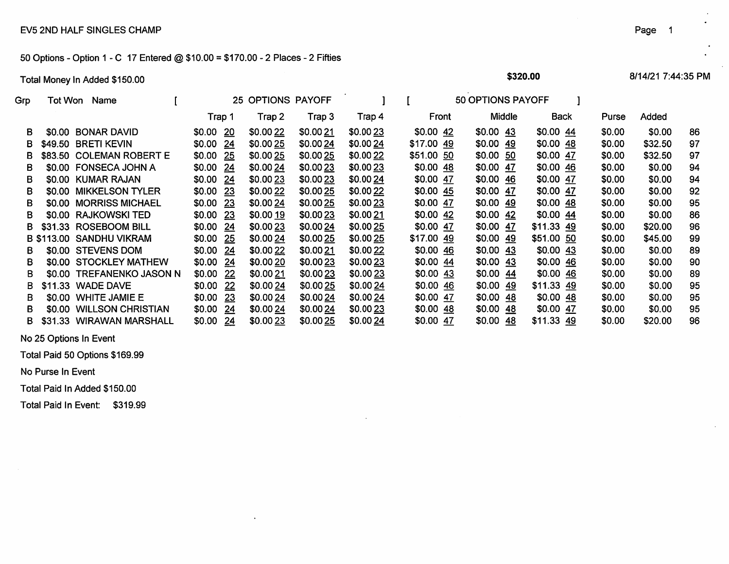EV5 2ND HALF SINGLES CHAMP

50 Options - Option 1 - C 17 Entered @ $10.00 = $170.00 - 2 Places - 2 Fifties

Total Money In Added $150.00 **$320.00** 8/14/21 7:44:35 PM

| Grp | Tot Won | Name | 25 OPTIONS PAYOFF | | | | 50 OPTIONS PAYOFF | | | | | |
|---|---|---|---|---|---|---|---|---|---|---|---|---|
| | | | Trap 1 | Trap 2 | Trap 3 | Trap 4 | Front | Middle | Back | Purse | Added | |
| B | $0.00 | BONAR DAVID | $0.00 20 | $0.00 22 | $0.00 21 | $0.00 23 | $0.00 42 | $0.00 43 | $0.00 44 | $0.00 | $0.00 | 86 |
| B | $49.50 | BRETI KEVIN | $0.00 24 | $0.00 25 | $0.00 24 | $0.00 24 | $17.00 49 | $0.00 49 | $0.00 48 | $0.00 | $32.50 | 97 |
| B | $83.50 | COLEMAN ROBERT E | $0.00 25 | $0.00 25 | $0.00 25 | $0.00 22 | $51.00 50 | $0.00 50 | $0.00 47 | $0.00 | $32.50 | 97 |
| B | $0.00 | FONSECA JOHN A | $0.00 24 | $0.00 24 | $0.00 23 | $0.00 23 | $0.00 48 | $0.00 47 | $0.00 46 | $0.00 | $0.00 | 94 |
| B | $0.00 | KUMAR RAJAN | $0.00 24 | $0.00 23 | $0.00 23 | $0.00 24 | $0.00 47 | $0.00 46 | $0.00 47 | $0.00 | $0.00 | 94 |
| B | $0.00 | MIKKELSON TYLER | $0.00 23 | $0.00 22 | $0.00 25 | $0.00 22 | $0.00 45 | $0.00 47 | $0.00 47 | $0.00 | $0.00 | 92 |
| B | $0.00 | MORRISS MICHAEL | $0.00 23 | $0.00 24 | $0.00 25 | $0.00 23 | $0.00 47 | $0.00 49 | $0.00 48 | $0.00 | $0.00 | 95 |
| B | $0.00 | RAJKOWSKI TED | $0.00 23 | $0.00 19 | $0.00 23 | $0.00 21 | $0.00 42 | $0.00 42 | $0.00 44 | $0.00 | $0.00 | 86 |
| B | $31.33 | ROSEBOOM BILL | $0.00 24 | $0.00 23 | $0.00 24 | $0.00 25 | $0.00 47 | $0.00 47 | $11.33 49 | $0.00 | $20.00 | 96 |
| B | $113.00 | SANDHU VIKRAM | $0.00 25 | $0.00 24 | $0.00 25 | $0.00 25 | $17.00 49 | $0.00 49 | $51.00 50 | $0.00 | $45.00 | 99 |
| B | $0.00 | STEVENS DOM | $0.00 24 | $0.00 22 | $0.00 21 | $0.00 22 | $0.00 46 | $0.00 43 | $0.00 43 | $0.00 | $0.00 | 89 |
| B | $0.00 | STOCKLEY MATHEW | $0.00 24 | $0.00 20 | $0.00 23 | $0.00 23 | $0.00 44 | $0.00 43 | $0.00 46 | $0.00 | $0.00 | 90 |
| B | $0.00 | TREFANENKO JASON N | $0.00 22 | $0.00 21 | $0.00 23 | $0.00 23 | $0.00 43 | $0.00 44 | $0.00 46 | $0.00 | $0.00 | 89 |
| B | $11.33 | WADE DAVE | $0.00 22 | $0.00 24 | $0.00 25 | $0.00 24 | $0.00 46 | $0.00 49 | $11.33 49 | $0.00 | $0.00 | 95 |
| B | $0.00 | WHITE JAMIE E | $0.00 23 | $0.00 24 | $0.00 24 | $0.00 24 | $0.00 47 | $0.00 48 | $0.00 48 | $0.00 | $0.00 | 95 |
| B | $0.00 | WILLSON CHRISTIAN | $0.00 24 | $0.00 24 | $0.00 24 | $0.00 23 | $0.00 48 | $0.00 48 | $0.00 47 | $0.00 | $0.00 | 95 |
| B | $31.33 | WIRAWAN MARSHALL | $0.00 24 | $0.00 23 | $0.00 25 | $0.00 24 | $0.00 47 | $0.00 48 | $11.33 49 | $0.00 | $20.00 | 96 |

No 25 Options In Event

Total Paid 50 Options $169.99

No Purse In Event

Total Paid In Added $150.00

Total Paid In Event: $319.99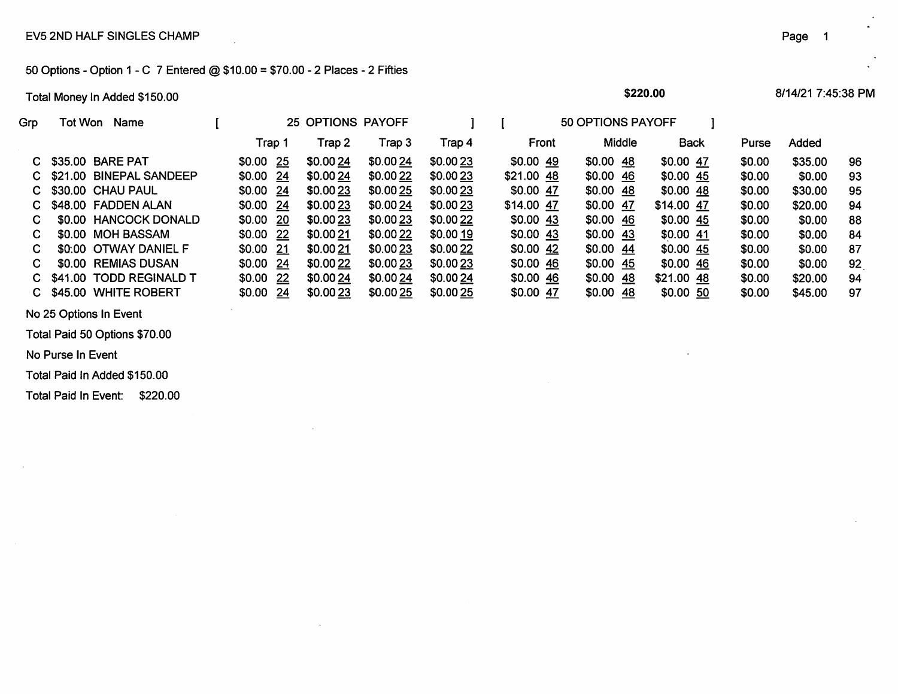EV5 2ND HALF SINGLES CHAMP

50 Options - Option 1 - C 7 Entered @ $10.00 = $70.00 - 2 Places - 2 Fifties

Total Money In Added $150.00

**$220.00**

8/14/21 7:45:38 PM

| Grp | Tot Won | Name | [ 25 OPTIONS PAYOFF ] | | | | | | | | [ 50 OPTIONS PAYOFF ] | | | | | | | | |
|---|---|---|---|---|---|---|---|---|---|---|---|---|---|---|---|---|---|---|---|
| | | | Trap 1 | | Trap 2 | | Trap 3 | | Trap 4 | | Front | | Middle | | Back | | Purse | Added | |
| C | $35.00 | BARE PAT | $0.00 | 25 | $0.00 | 24 | $0.00 | 24 | $0.00 | 23 | $0.00 | 49 | $0.00 | 48 | $0.00 | 47 | $0.00 | $35.00 | 96 |
| C | $21.00 | BINEPAL SANDEEP | $0.00 | 24 | $0.00 | 24 | $0.00 | 22 | $0.00 | 23 | $21.00 | 48 | $0.00 | 46 | $0.00 | 45 | $0.00 | $0.00 | 93 |
| C | $30.00 | CHAU PAUL | $0.00 | 24 | $0.00 | 23 | $0.00 | 25 | $0.00 | 23 | $0.00 | 47 | $0.00 | 48 | $0.00 | 48 | $0.00 | $30.00 | 95 |
| C | $48.00 | FADDEN ALAN | $0.00 | 24 | $0.00 | 23 | $0.00 | 24 | $0.00 | 23 | $14.00 | 47 | $0.00 | 47 | $14.00 | 47 | $0.00 | $20.00 | 94 |
| C | $0.00 | HANCOCK DONALD | $0.00 | 20 | $0.00 | 23 | $0.00 | 23 | $0.00 | 22 | $0.00 | 43 | $0.00 | 46 | $0.00 | 45 | $0.00 | $0.00 | 88 |
| C | $0.00 | MOH BASSAM | $0.00 | 22 | $0.00 | 21 | $0.00 | 22 | $0.00 | 19 | $0.00 | 43 | $0.00 | 43 | $0.00 | 41 | $0.00 | $0.00 | 84 |
| C | $0.00 | OTWAY DANIEL F | $0.00 | 21 | $0.00 | 21 | $0.00 | 23 | $0.00 | 22 | $0.00 | 42 | $0.00 | 44 | $0.00 | 45 | $0.00 | $0.00 | 87 |
| C | $0.00 | REMIAS DUSAN | $0.00 | 24 | $0.00 | 22 | $0.00 | 23 | $0.00 | 23 | $0.00 | 46 | $0.00 | 45 | $0.00 | 46 | $0.00 | $0.00 | 92 |
| C | $41.00 | TODD REGINALD T | $0.00 | 22 | $0.00 | 24 | $0.00 | 24 | $0.00 | 24 | $0.00 | 46 | $0.00 | 48 | $21.00 | 48 | $0.00 | $20.00 | 94 |
| C | $45.00 | WHITE ROBERT | $0.00 | 24 | $0.00 | 23 | $0.00 | 25 | $0.00 | 25 | $0.00 | 47 | $0.00 | 48 | $0.00 | 50 | $0.00 | $45.00 | 97 |

No 25 Options In Event

Total Paid 50 Options $70.00

No Purse In Event

Total Paid In Added $150.00

Total Paid In Event: $220.00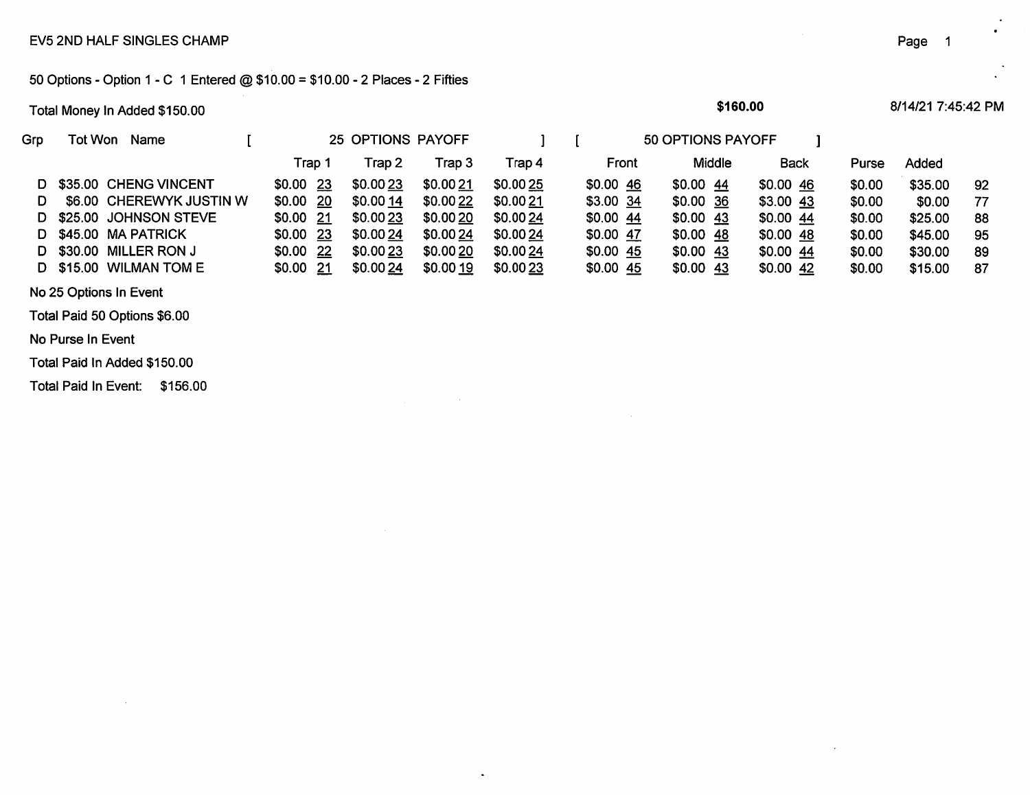EV5 2ND HALF SINGLES CHAMP

50 Options - Option 1 - C 1 Entered @ $10.00 = $10.00 - 2 Places - 2 Fifties

Total Money In Added $150.00 **$160.00** 8/14/21 7:45:42 PM

| Grp | Tot Won | Name | 25 OPTIONS PAYOFF | | | | 50 OPTIONS PAYOFF | | | | | |
|---|---|---|---|---|---|---|---|---|---|---|---|---|
| | | | Trap 1 | Trap 2 | Trap 3 | Trap 4 | Front | Middle | Back | Purse | Added | |
| D | $35.00 | CHENG VINCENT | $0.00 23 | $0.00 23 | $0.00 21 | $0.00 25 | $0.00 46 | $0.00 44 | $0.00 46 | $0.00 | $35.00 | 92 |
| D | $6.00 | CHEREWYK JUSTIN W | $0.00 20 | $0.00 14 | $0.00 22 | $0.00 21 | $3.00 34 | $0.00 36 | $3.00 43 | $0.00 | $0.00 | 77 |
| D | $25.00 | JOHNSON STEVE | $0.00 21 | $0.00 23 | $0.00 20 | $0.00 24 | $0.00 44 | $0.00 43 | $0.00 44 | $0.00 | $25.00 | 88 |
| D | $45.00 | MA PATRICK | $0.00 23 | $0.00 24 | $0.00 24 | $0.00 24 | $0.00 47 | $0.00 48 | $0.00 48 | $0.00 | $45.00 | 95 |
| D | $30.00 | MILLER RON J | $0.00 22 | $0.00 23 | $0.00 20 | $0.00 24 | $0.00 45 | $0.00 43 | $0.00 44 | $0.00 | $30.00 | 89 |
| D | $15.00 | WILMAN TOM E | $0.00 21 | $0.00 24 | $0.00 19 | $0.00 23 | $0.00 45 | $0.00 43 | $0.00 42 | $0.00 | $15.00 | 87 |

No 25 Options In Event

Total Paid 50 Options $6.00

No Purse In Event

Total Paid In Added $150.00

Total Paid In Event: $156.00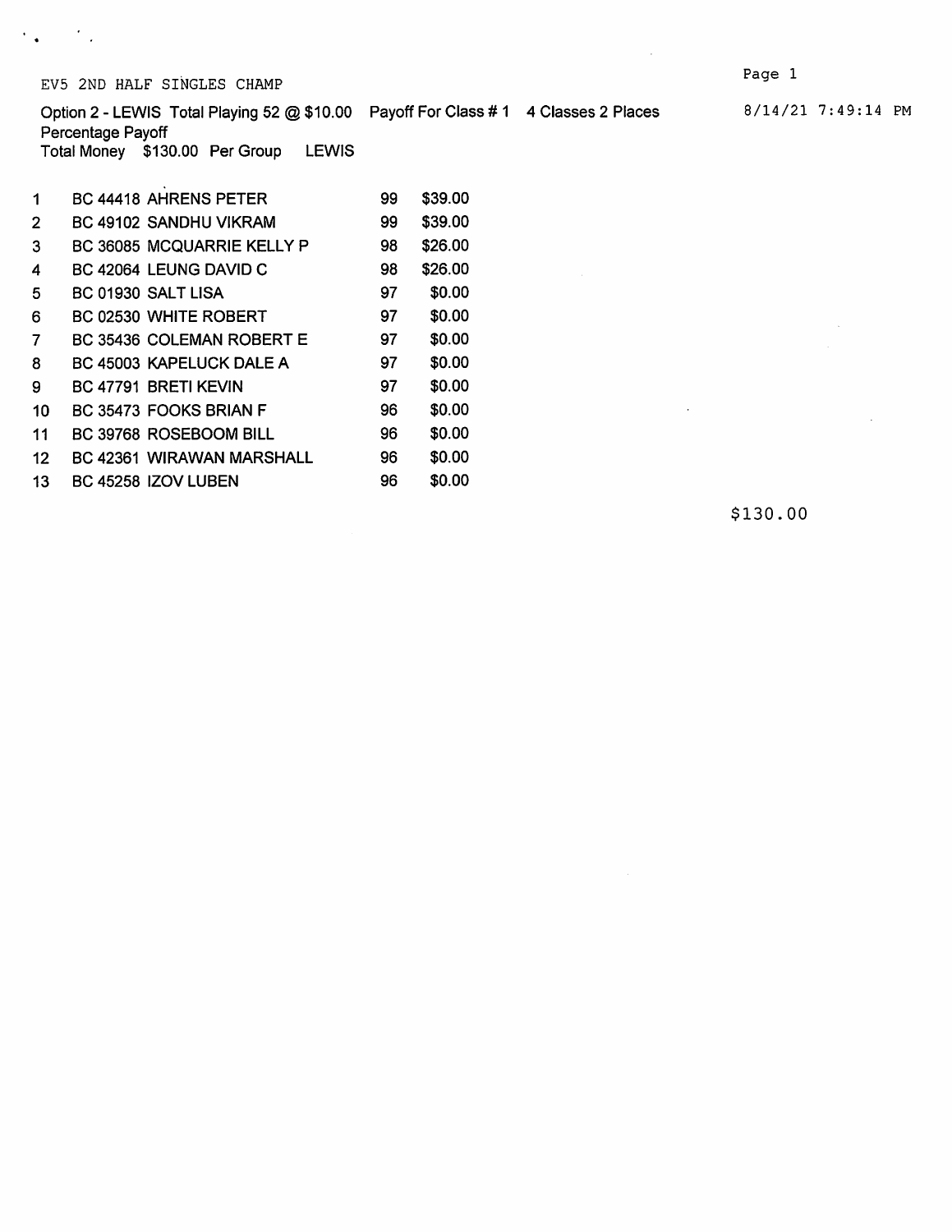EV5 2ND HALF SINGLES CHAMP

Option 2 - LEWIS Total Playing 52 @ $10.00 Payoff For Class # 1 4 Classes 2 Places

Percentage Payoff

Total Money $130.00 Per Group LEWIS

8/14/21 7:49:14 PM

| | | | |
|---|---|---|---|
| 1 | BC 44418 AHRENS PETER | 99 | $39.00 |
| 2 | BC 49102 SANDHU VIKRAM | 99 | $39.00 |
| 3 | BC 36085 MCQUARRIE KELLY P | 98 | $26.00 |
| 4 | BC 42064 LEUNG DAVID C | 98 | $26.00 |
| 5 | BC 01930 SALT LISA | 97 | $0.00 |
| 6 | BC 02530 WHITE ROBERT | 97 | $0.00 |
| 7 | BC 35436 COLEMAN ROBERT E | 97 | $0.00 |
| 8 | BC 45003 KAPELUCK DALE A | 97 | $0.00 |
| 9 | BC 47791 BRETI KEVIN | 97 | $0.00 |
| 10 | BC 35473 FOOKS BRIAN F | 96 | $0.00 |
| 11 | BC 39768 ROSEBOOM BILL | 96 | $0.00 |
| 12 | BC 42361 WIRAWAN MARSHALL | 96 | $0.00 |
| 13 | BC 45258 IZOV LUBEN | 96 | $0.00 |

$130.00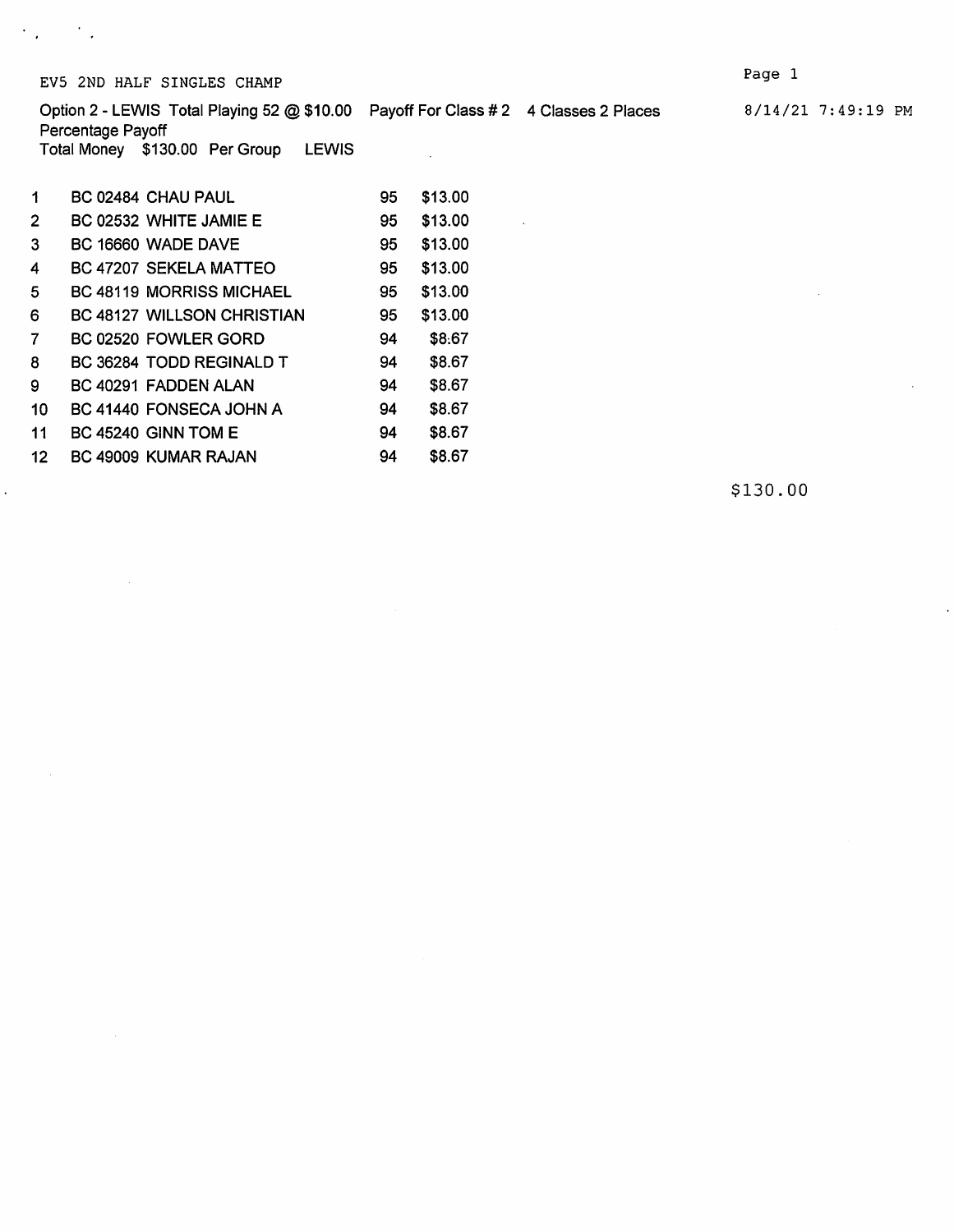EV5 2ND HALF SINGLES CHAMP

Option 2 - LEWIS Total Playing 52 @ $10.00 Payoff For Class # 2 4 Classes 2 Places

8/14/21 7:49:19 PM

Percentage Payoff

Total Money $130.00 Per Group LEWIS

| # | ID | Name | Score | Payoff |
|---|---|---|---|---|
| 1 | BC 02484 | CHAU PAUL | 95 | $13.00 |
| 2 | BC 02532 | WHITE JAMIE E | 95 | $13.00 |
| 3 | BC 16660 | WADE DAVE | 95 | $13.00 |
| 4 | BC 47207 | SEKELA MATTEO | 95 | $13.00 |
| 5 | BC 48119 | MORRISS MICHAEL | 95 | $13.00 |
| 6 | BC 48127 | WILLSON CHRISTIAN | 95 | $13.00 |
| 7 | BC 02520 | FOWLER GORD | 94 | $8.67 |
| 8 | BC 36284 | TODD REGINALD T | 94 | $8.67 |
| 9 | BC 40291 | FADDEN ALAN | 94 | $8.67 |
| 10 | BC 41440 | FONSECA JOHN A | 94 | $8.67 |
| 11 | BC 45240 | GINN TOM E | 94 | $8.67 |
| 12 | BC 49009 | KUMAR RAJAN | 94 | $8.67 |

$130.00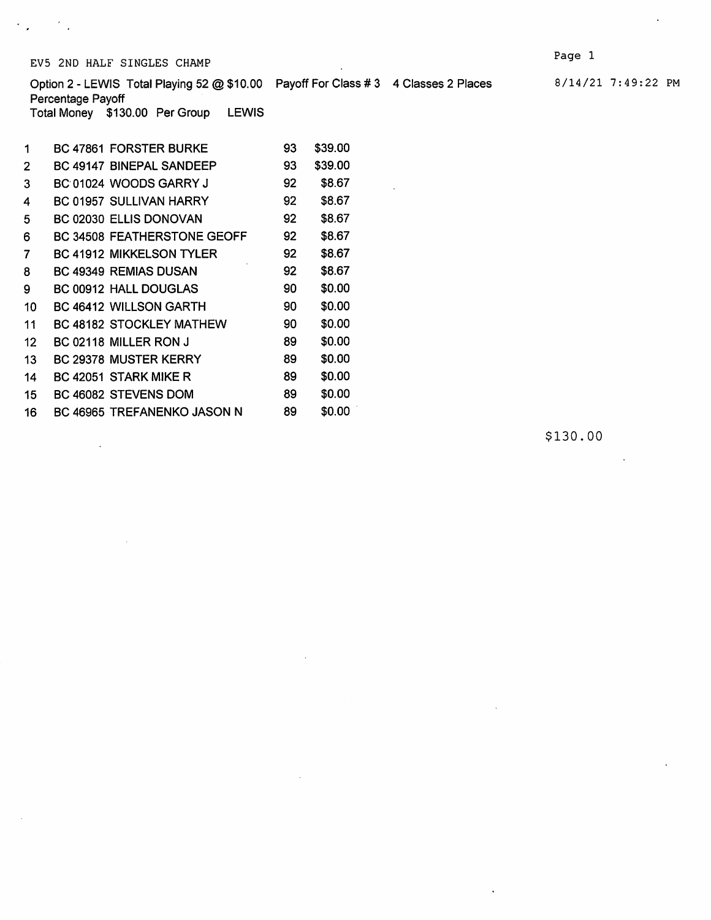EV5 2ND HALF SINGLES CHAMP

8/14/21 7:49:22 PM

Option 2 - LEWIS Total Playing 52 @ $10.00 Payoff For Class # 3 4 Classes 2 Places
Percentage Payoff
Total Money $130.00 Per Group LEWIS

| | | | | |
|---|---|---|---|---|
| 1 | BC 47861 | FORSTER BURKE | 93 | $39.00 |
| 2 | BC 49147 | BINEPAL SANDEEP | 93 | $39.00 |
| 3 | BC 01024 | WOODS GARRY J | 92 | $8.67 |
| 4 | BC 01957 | SULLIVAN HARRY | 92 | $8.67 |
| 5 | BC 02030 | ELLIS DONOVAN | 92 | $8.67 |
| 6 | BC 34508 | FEATHERSTONE GEOFF | 92 | $8.67 |
| 7 | BC 41912 | MIKKELSON TYLER | 92 | $8.67 |
| 8 | BC 49349 | REMIAS DUSAN | 92 | $8.67 |
| 9 | BC 00912 | HALL DOUGLAS | 90 | $0.00 |
| 10 | BC 46412 | WILLSON GARTH | 90 | $0.00 |
| 11 | BC 48182 | STOCKLEY MATHEW | 90 | $0.00 |
| 12 | BC 02118 | MILLER RON J | 89 | $0.00 |
| 13 | BC 29378 | MUSTER KERRY | 89 | $0.00 |
| 14 | BC 42051 | STARK MIKE R | 89 | $0.00 |
| 15 | BC 46082 | STEVENS DOM | 89 | $0.00 |
| 16 | BC 46965 | TREFANENKO JASON N | 89 | $0.00 |

$130.00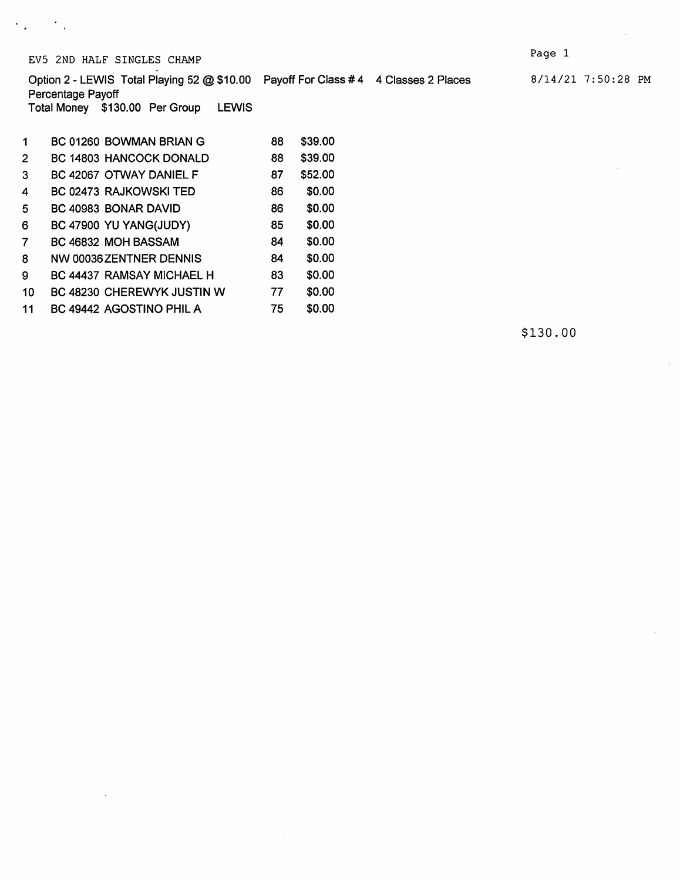EV5 2ND HALF SINGLES CHAMP

8/14/21 7:50:28 PM

Option 2 - LEWIS Total Playing 52 @ $10.00 Payoff For Class # 4 4 Classes 2 Places
Percentage Payoff
Total Money $130.00 Per Group LEWIS

| | | | |
|---|---|---|---|
| 1 | BC 01260 BOWMAN BRIAN G | 88 | $39.00 |
| 2 | BC 14803 HANCOCK DONALD | 88 | $39.00 |
| 3 | BC 42067 OTWAY DANIEL F | 87 | $52.00 |
| 4 | BC 02473 RAJKOWSKI TED | 86 | $0.00 |
| 5 | BC 40983 BONAR DAVID | 86 | $0.00 |
| 6 | BC 47900 YU YANG(JUDY) | 85 | $0.00 |
| 7 | BC 46832 MOH BASSAM | 84 | $0.00 |
| 8 | NW 00036 ZENTNER DENNIS | 84 | $0.00 |
| 9 | BC 44437 RAMSAY MICHAEL H | 83 | $0.00 |
| 10 | BC 48230 CHEREWYK JUSTIN W | 77 | $0.00 |
| 11 | BC 49442 AGOSTINO PHIL A | 75 | $0.00 |

$130.00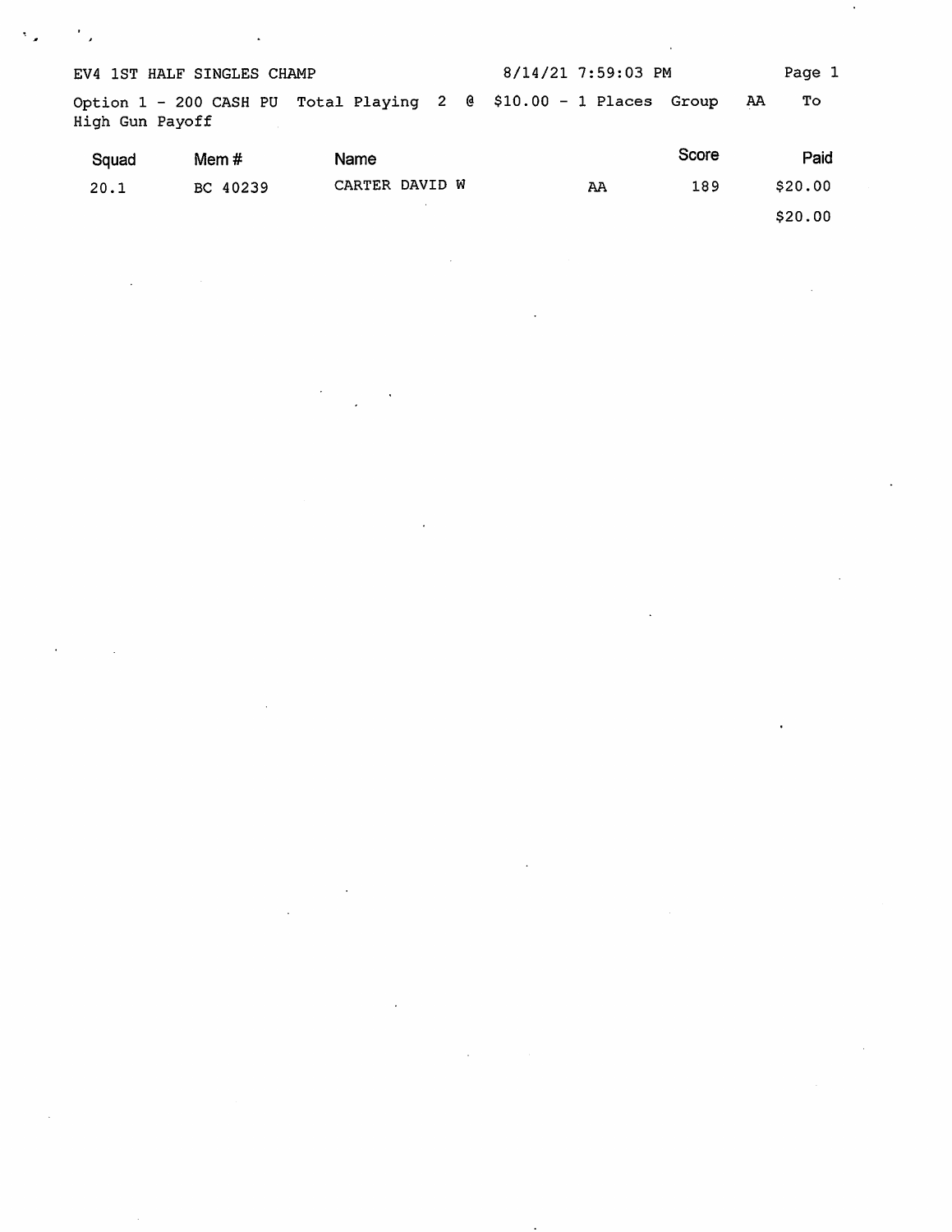EV4 1ST HALF SINGLES CHAMP 8/14/21 7:59:03 PM Page 1

Option 1 - 200 CASH PU Total Playing 2 @ $10.00 - 1 Places Group AA To High Gun Payoff

| Squad | Mem # | Name | | Score | Paid |
|---|---|---|---|---|---|
| 20.1 | BC 40239 | CARTER DAVID W | AA | 189 | $20.00 |
| | | | | | $20.00 |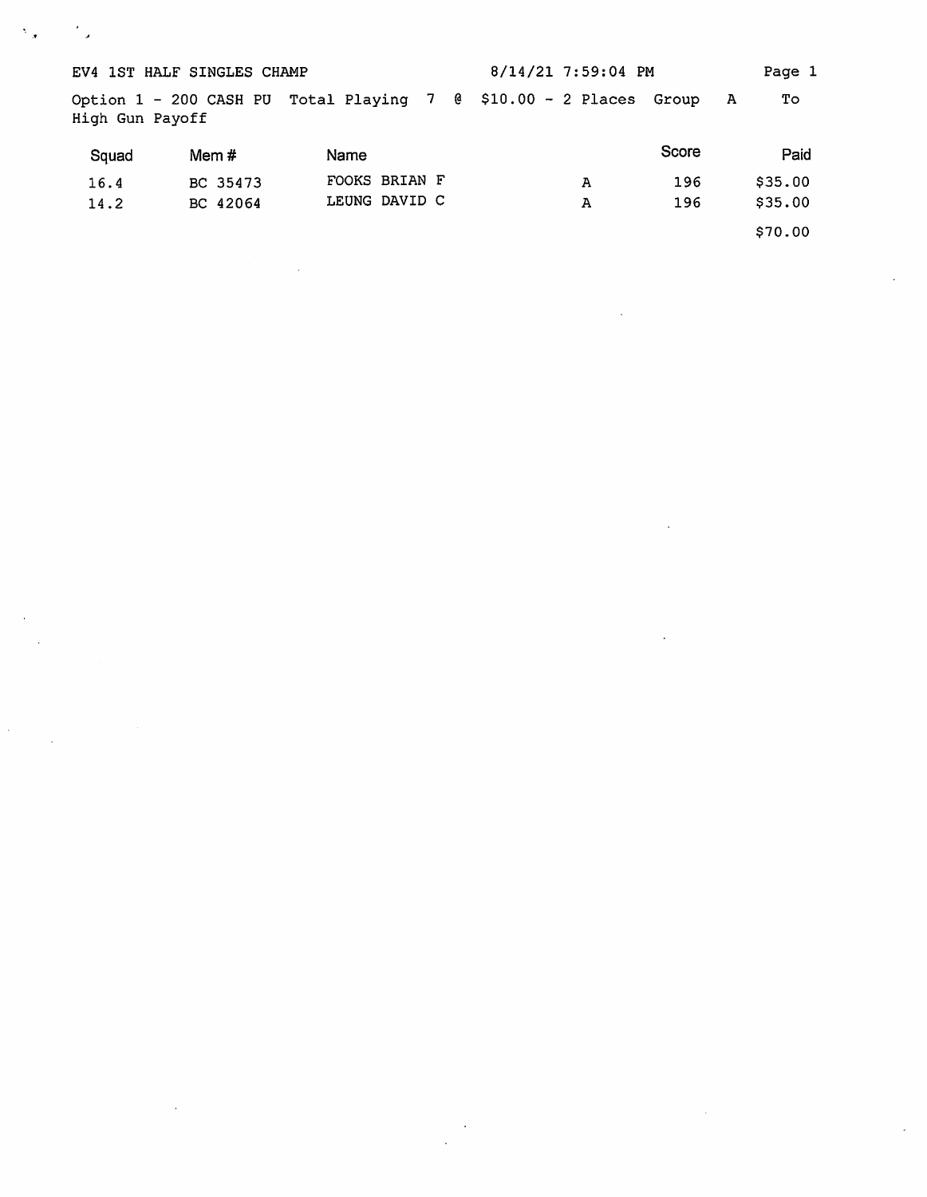EV4 1ST HALF SINGLES CHAMP 8/14/21 7:59:04 PM

Option 1 - 200 CASH PU Total Playing 7 @ $10.00 - 2 Places Group A To High Gun Payoff

| Squad | Mem # | Name | | Score | Paid |
|---|---|---|---|---|---|
| 16.4 | BC 35473 | FOOKS BRIAN F | A | 196 | $35.00 |
| 14.2 | BC 42064 | LEUNG DAVID C | A | 196 | $35.00 |
| | | | | | $70.00 |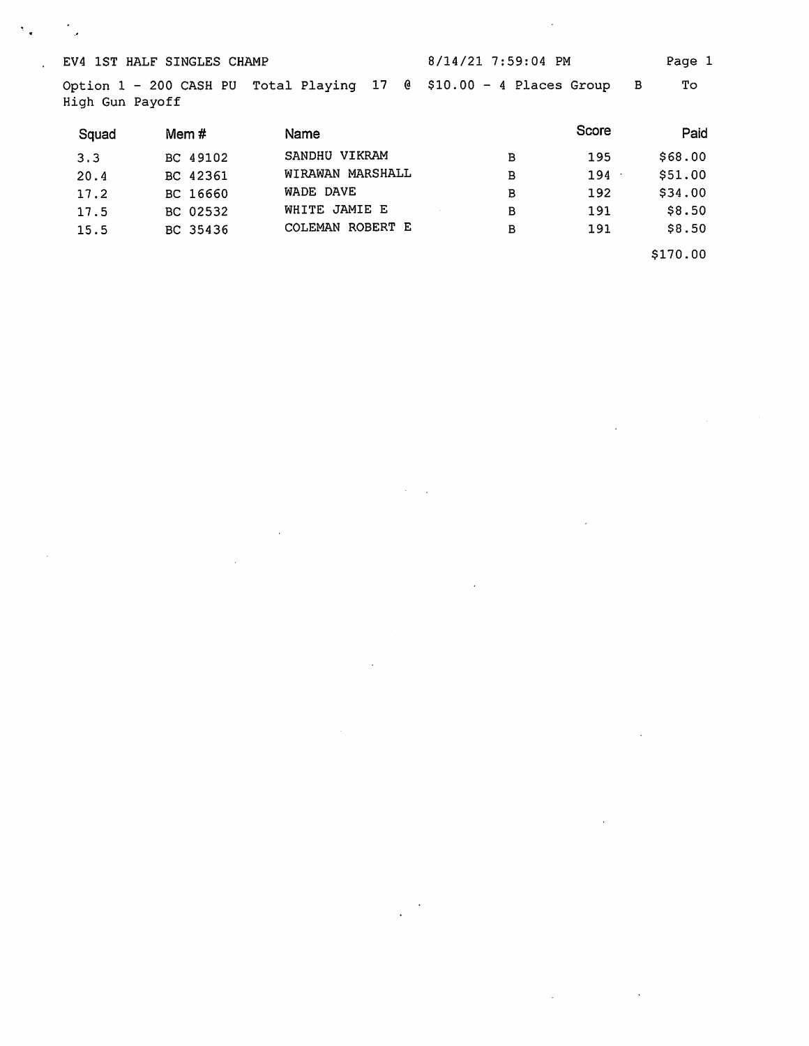EV4 1ST HALF SINGLES CHAMP 8/14/21 7:59:04 PM Page 1

Option 1 - 200 CASH PU Total Playing 17 @ $10.00 - 4 Places Group B To High Gun Payoff

| Squad | Mem # | Name | | Score | Paid |
|---|---|---|---|---|---|
| 3.3 | BC 49102 | SANDHU VIKRAM | B | 195 | $68.00 |
| 20.4 | BC 42361 | WIRAWAN MARSHALL | B | 194 | $51.00 |
| 17.2 | BC 16660 | WADE DAVE | B | 192 | $34.00 |
| 17.5 | BC 02532 | WHITE JAMIE E | B | 191 | $8.50 |
| 15.5 | BC 35436 | COLEMAN ROBERT E | B | 191 | $8.50 |
| | | | | | $170.00 |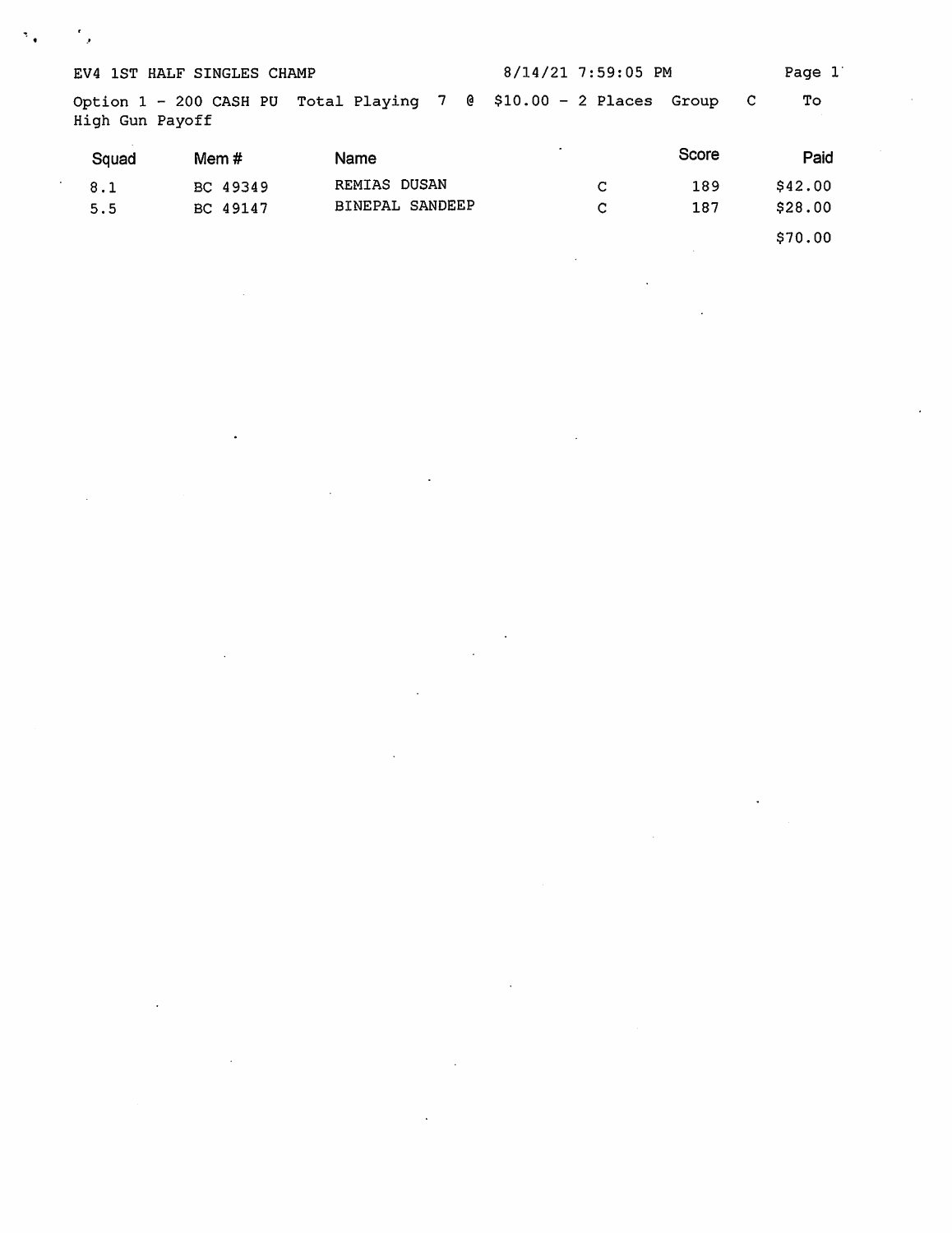EV4 1ST HALF SINGLES CHAMP 8/14/21 7:59:05 PM

Option 1 - 200 CASH PU Total Playing 7 @ $10.00 - 2 Places Group C To High Gun Payoff

| Squad | Mem # | Name | | Score | Paid |
|---|---|---|---|---|---|
| 8.1 | BC 49349 | REMIAS DUSAN | C | 189 | $42.00 |
| 5.5 | BC 49147 | BINEPAL SANDEEP | C | 187 | $28.00 |
| | | | | | $70.00 |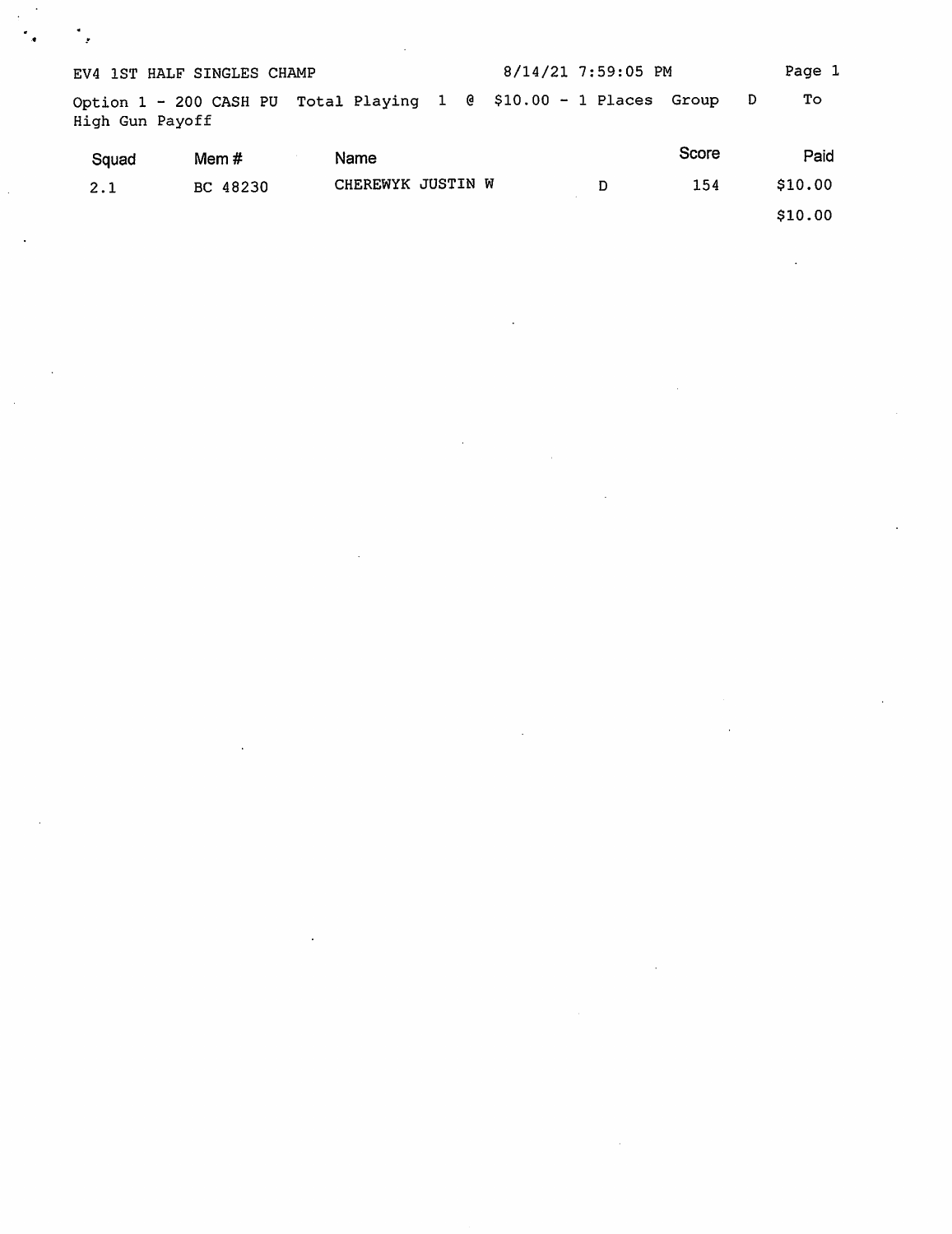EV4 1ST HALF SINGLES CHAMP 8/14/21 7:59:05 PM Page 1

Option 1 - 200 CASH PU Total Playing 1 @ $10.00 - 1 Places Group D To High Gun Payoff

| Squad | Mem # | Name | | Score | Paid |
|---|---|---|---|---|---|
| 2.1 | BC 48230 | CHEREWYK JUSTIN W | D | 154 | $10.00 |
| | | | | | $10.00 |